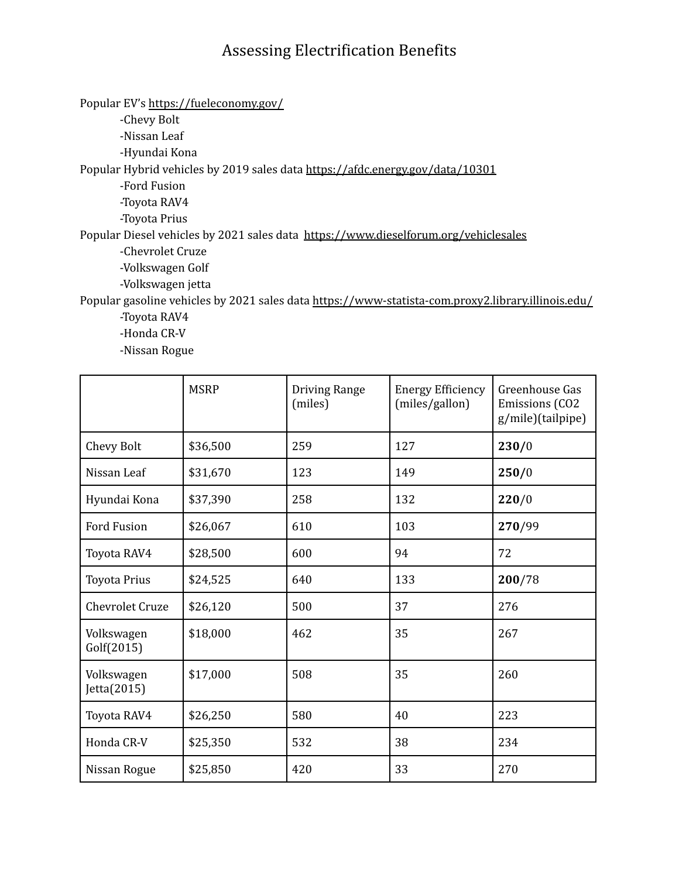# Assessing Electrification Benefits

Popular EV's https://fueleconomy.gov/

- -Chevy Bolt
- -Nissan Leaf
- -Hyundai Kona

Popular Hybrid vehicles by 2019 sales data https://afdc.energy.gov/data/10301

- -Ford Fusion
- -Toyota RAV4
- -Toyota Prius

Popular Diesel vehicles by 2021 sales data https://www.dieselforum.org/vehiclesales

- -Chevrolet Cruze
- -Volkswagen Golf
- -Volkswagen jetta

Popular gasoline vehicles by 2021 sales data https://www-statista-com.proxy2.library.illinois.edu/

- -Toyota RAV4
- -Honda CR-V
- -Nissan Rogue

| | MSRP | Driving Range (miles) | Energy Efficiency (miles/gallon) | Greenhouse Gas Emissions ($CO_2$ g/mile)(tailpipe) |
|---|---|---|---|---|
| Chevy Bolt | $36,500 | 259 | 127 | **230/**0 |
| Nissan Leaf | $31,670 | 123 | 149 | **250/**0 |
| Hyundai Kona | $37,390 | 258 | 132 | **220/**0 |
| Ford Fusion | $26,067 | 610 | 103 | **270**/99 |
| Toyota RAV4 | $28,500 | 600 | 94 | 72 |
| Toyota Prius | $24,525 | 640 | 133 | **200**/78 |
| Chevrolet Cruze | $26,120 | 500 | 37 | 276 |
| Volkswagen Golf(2015) | $18,000 | 462 | 35 | 267 |
| Volkswagen Jetta(2015) | $17,000 | 508 | 35 | 260 |
| Toyota RAV4 | $26,250 | 580 | 40 | 223 |
| Honda CR-V | $25,350 | 532 | 38 | 234 |
| Nissan Rogue | $25,850 | 420 | 33 | 270 |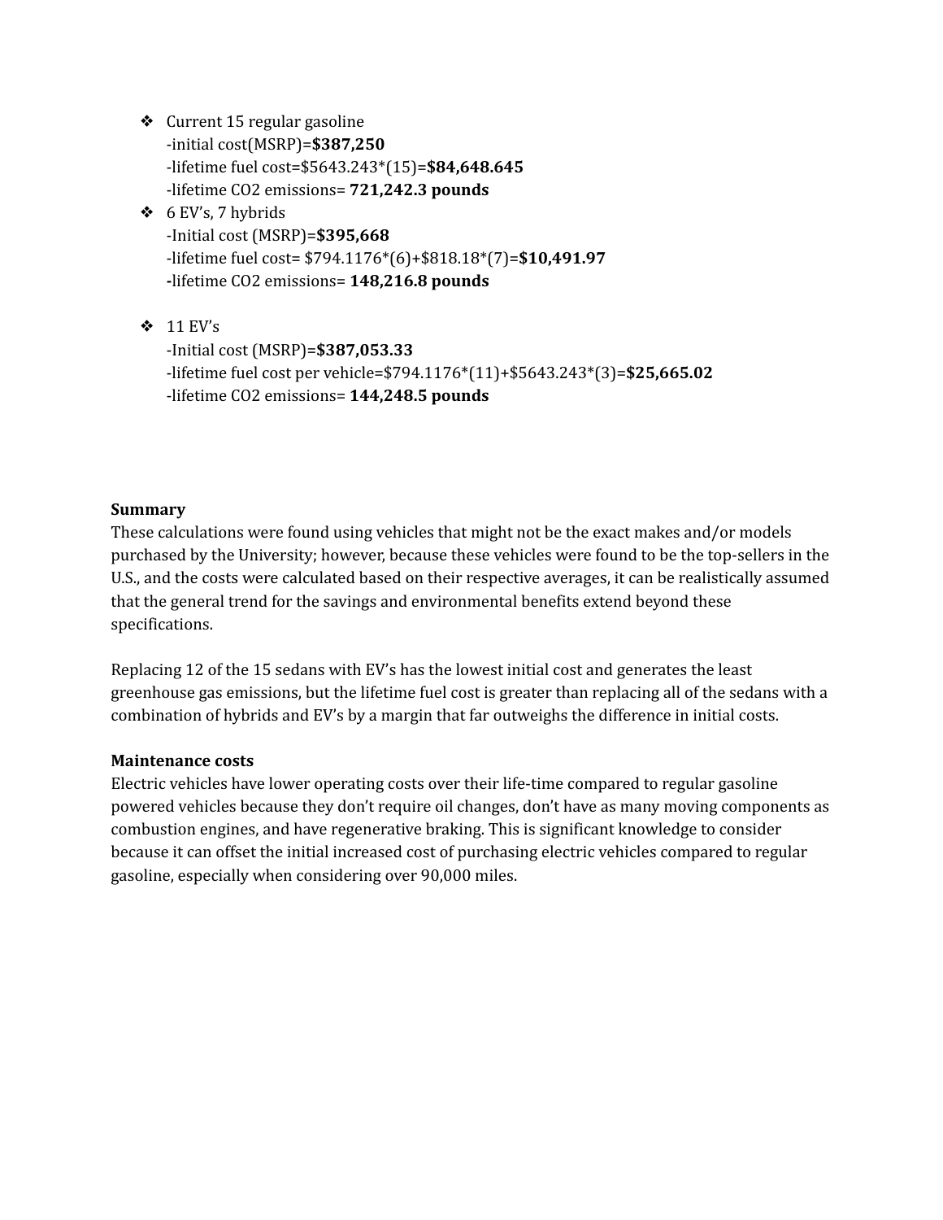- Current 15 regular gasoline
  -initial cost(MSRP)=**$387,250**
  -lifetime fuel cost=$5643.243*(15)=**$84,648.645**
  -lifetime CO2 emissions= **721,242.3 pounds**
- 6 EV's, 7 hybrids
  -Initial cost (MSRP)=**$395,668**
  -lifetime fuel cost= $794.1176*(6)+$818.18*(7)=**$10,491.97**
  **-**lifetime CO2 emissions= **148,216.8 pounds**

- 11 EV's
  -Initial cost (MSRP)=**$387,053.33**
  -lifetime fuel cost per vehicle=$794.1176*(11)+$5643.243*(3)=**$25,665.02**
  -lifetime CO2 emissions= **144,248.5 pounds**

**Summary**
These calculations were found using vehicles that might not be the exact makes and/or models purchased by the University; however, because these vehicles were found to be the top-sellers in the U.S., and the costs were calculated based on their respective averages, it can be realistically assumed that the general trend for the savings and environmental benefits extend beyond these specifications.

Replacing 12 of the 15 sedans with EV's has the lowest initial cost and generates the least greenhouse gas emissions, but the lifetime fuel cost is greater than replacing all of the sedans with a combination of hybrids and EV's by a margin that far outweighs the difference in initial costs.

**Maintenance costs**
Electric vehicles have lower operating costs over their life-time compared to regular gasoline powered vehicles because they don't require oil changes, don't have as many moving components as combustion engines, and have regenerative braking. This is significant knowledge to consider because it can offset the initial increased cost of purchasing electric vehicles compared to regular gasoline, especially when considering over 90,000 miles.